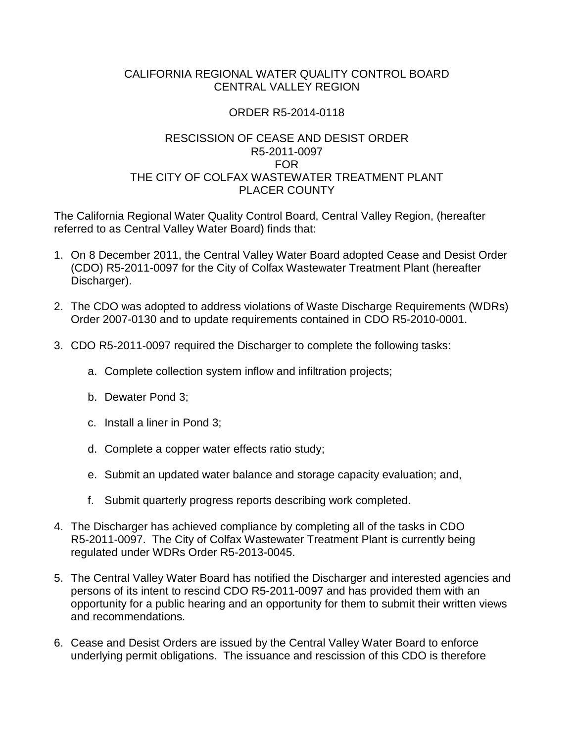CALIFORNIA REGIONAL WATER QUALITY CONTROL BOARD
CENTRAL VALLEY REGION

ORDER R5-2014-0118

RESCISSION OF CEASE AND DESIST ORDER
R5-2011-0097
FOR
THE CITY OF COLFAX WASTEWATER TREATMENT PLANT
PLACER COUNTY

The California Regional Water Quality Control Board, Central Valley Region, (hereafter referred to as Central Valley Water Board) finds that:

1. On 8 December 2011, the Central Valley Water Board adopted Cease and Desist Order (CDO) R5-2011-0097 for the City of Colfax Wastewater Treatment Plant (hereafter Discharger).

2. The CDO was adopted to address violations of Waste Discharge Requirements (WDRs) Order 2007-0130 and to update requirements contained in CDO R5-2010-0001.

3. CDO R5-2011-0097 required the Discharger to complete the following tasks:

    a. Complete collection system inflow and infiltration projects;

    b. Dewater Pond 3;

    c. Install a liner in Pond 3;

    d. Complete a copper water effects ratio study;

    e. Submit an updated water balance and storage capacity evaluation; and,

    f. Submit quarterly progress reports describing work completed.

4. The Discharger has achieved compliance by completing all of the tasks in CDO R5-2011-0097. The City of Colfax Wastewater Treatment Plant is currently being regulated under WDRs Order R5-2013-0045.

5. The Central Valley Water Board has notified the Discharger and interested agencies and persons of its intent to rescind CDO R5-2011-0097 and has provided them with an opportunity for a public hearing and an opportunity for them to submit their written views and recommendations.

6. Cease and Desist Orders are issued by the Central Valley Water Board to enforce underlying permit obligations. The issuance and rescission of this CDO is therefore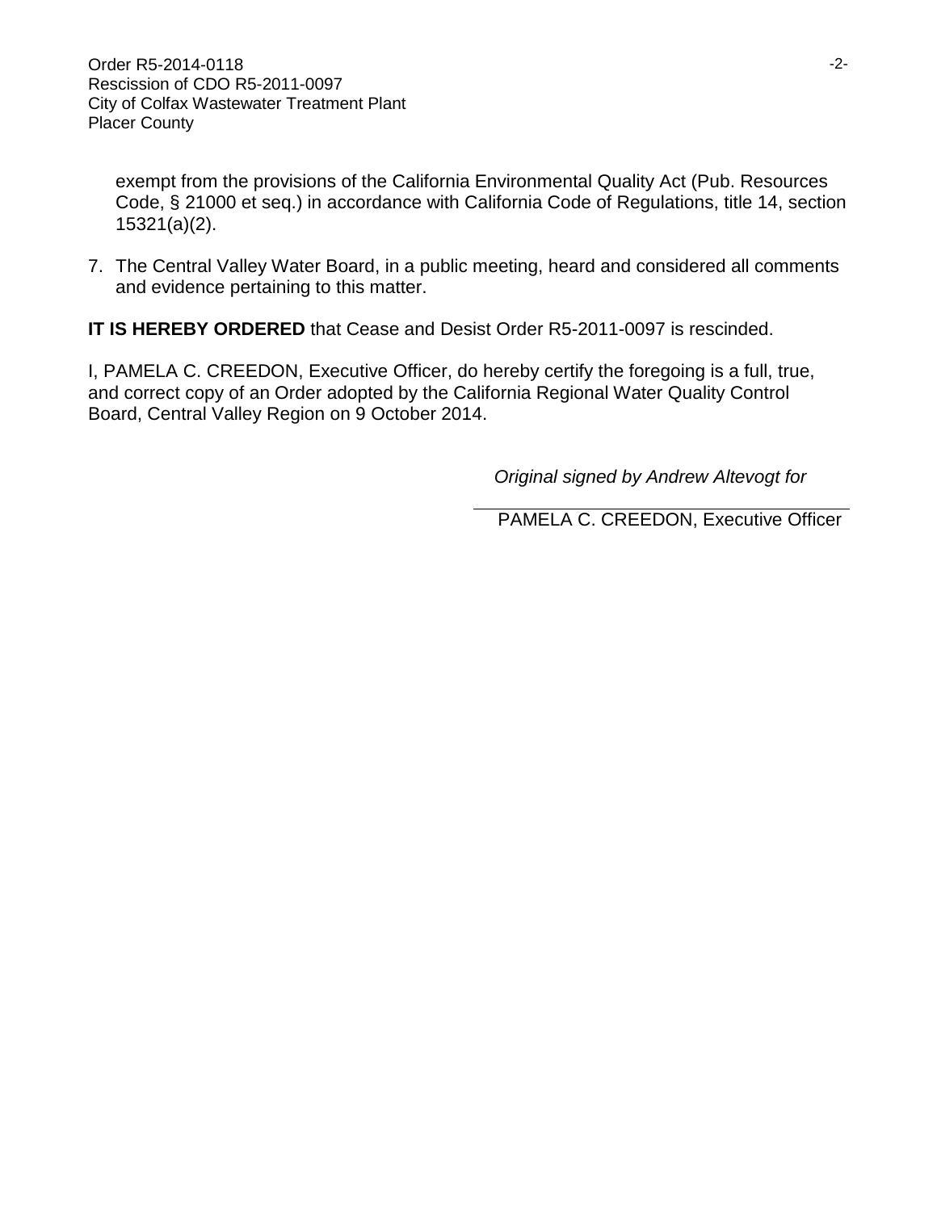exempt from the provisions of the California Environmental Quality Act (Pub. Resources Code, § 21000 et seq.) in accordance with California Code of Regulations, title 14, section 15321(a)(2).

7. The Central Valley Water Board, in a public meeting, heard and considered all comments and evidence pertaining to this matter.

**IT IS HEREBY ORDERED** that Cease and Desist Order R5-2011-0097 is rescinded.

I, PAMELA C. CREEDON, Executive Officer, do hereby certify the foregoing is a full, true, and correct copy of an Order adopted by the California Regional Water Quality Control Board, Central Valley Region on 9 October 2014.

*Original signed by Andrew Altevogt for*

PAMELA C. CREEDON, Executive Officer